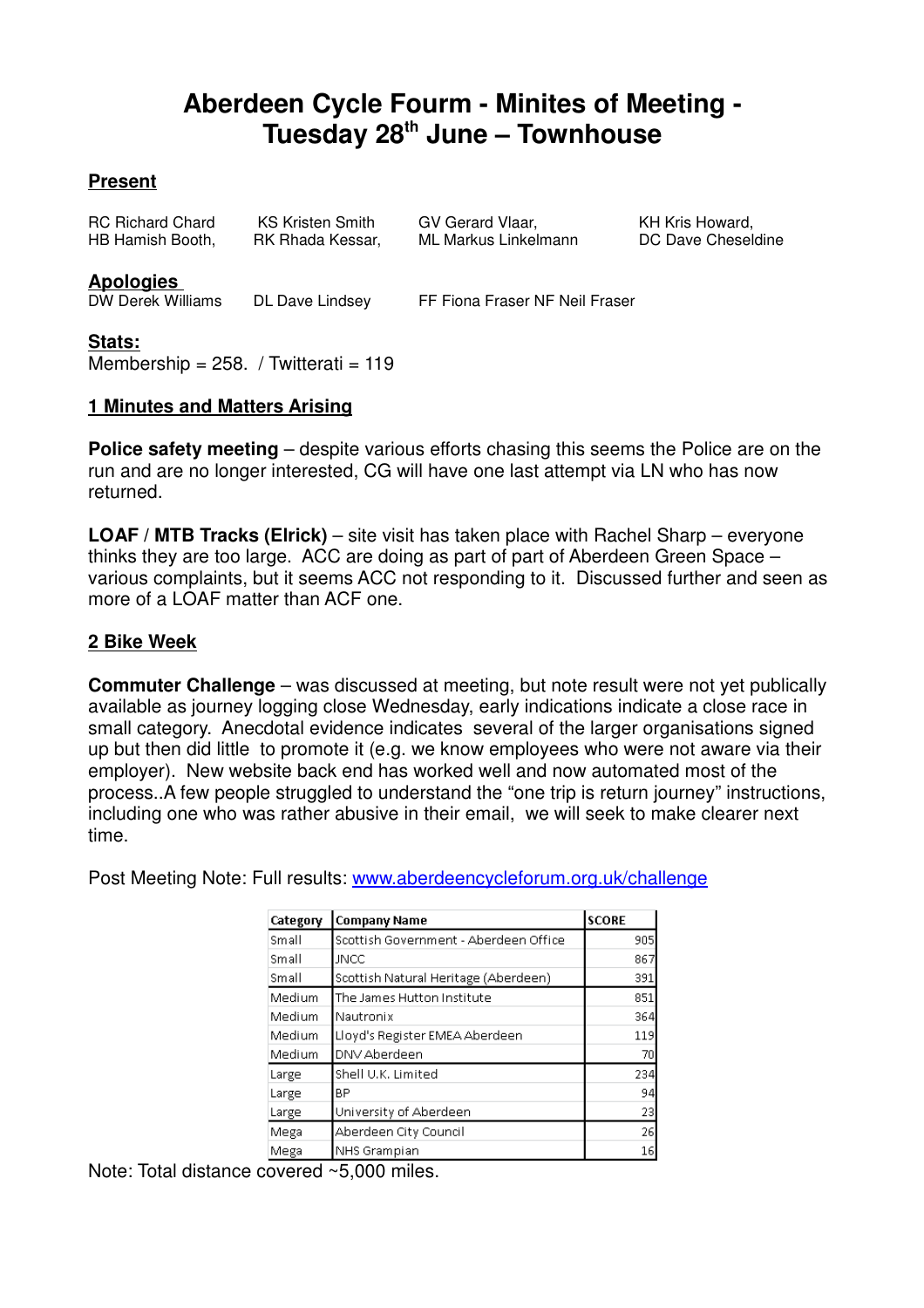# Aberdeen Cycle Fourm - Minites of Meeting - Tuesday 28th June – Townhouse

**Present**

RC Richard Chard
HB Hamish Booth,
KS Kristen Smith
RK Rhada Kessar,
GV Gerard Vlaar,
ML Markus Linkelmann
KH Kris Howard,
DC Dave Cheseldine

**Apologies**

DW Derek Williams
DL Dave Lindsey
FF Fiona Fraser NF Neil Fraser

**Stats:**

Membership = 258. / Twitterati = 119

**1 Minutes and Matters Arising**

**Police safety meeting** – despite various efforts chasing this seems the Police are on the run and are no longer interested, CG will have one last attempt via LN who has now returned.

**LOAF / MTB Tracks (Elrick)** – site visit has taken place with Rachel Sharp – everyone thinks they are too large. ACC are doing as part of part of Aberdeen Green Space – various complaints, but it seems ACC not responding to it. Discussed further and seen as more of a LOAF matter than ACF one.

**2 Bike Week**

**Commuter Challenge** – was discussed at meeting, but note result were not yet publically available as journey logging close Wednesday, early indications indicate a close race in small category. Anecdotal evidence indicates several of the larger organisations signed up but then did little to promote it (e.g. we know employees who were not aware via their employer). New website back end has worked well and now automated most of the process..A few people struggled to understand the "one trip is return journey" instructions, including one who was rather abusive in their email, we will seek to make clearer next time.

Post Meeting Note: Full results: www.aberdeencycleforum.org.uk/challenge

| Category | Company Name | SCORE |
|---|---|---|
| Small | Scottish Government - Aberdeen Office | 905 |
| Small | JNCC | 867 |
| Small | Scottish Natural Heritage (Aberdeen) | 391 |
| Medium | The James Hutton Institute | 851 |
| Medium | Nautronix | 364 |
| Medium | Lloyd's Register EMEA Aberdeen | 119 |
| Medium | DNV Aberdeen | 70 |
| Large | Shell U.K. Limited | 234 |
| Large | BP | 94 |
| Large | University of Aberdeen | 23 |
| Mega | Aberdeen City Council | 26 |
| Mega | NHS Grampian | 16 |

Note: Total distance covered ~5,000 miles.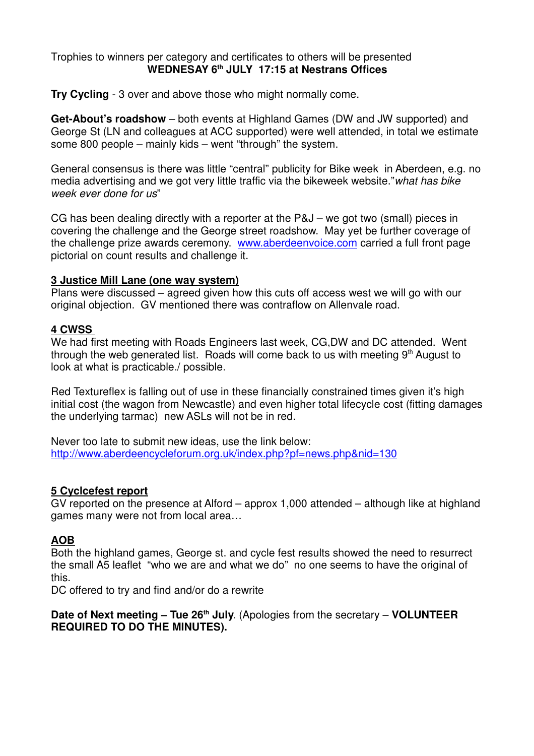Trophies to winners per category and certificates to others will be presented
**WEDNESAY 6th JULY 17:15 at Nestrans Offices**

**Try Cycling** - 3 over and above those who might normally come.

**Get-About's roadshow** – both events at Highland Games (DW and JW supported) and George St (LN and colleagues at ACC supported) were well attended, in total we estimate some 800 people – mainly kids – went "through" the system.

General consensus is there was little "central" publicity for Bike week in Aberdeen, e.g. no media advertising and we got very little traffic via the bikeweek website."*what has bike week ever done for us*"

CG has been dealing directly with a reporter at the P&J – we got two (small) pieces in covering the challenge and the George street roadshow. May yet be further coverage of the challenge prize awards ceremony. [www.aberdeenvoice.com](http://www.aberdeenvoice.com) carried a full front page pictorial on count results and challenge it.

## 3 Justice Mill Lane (one way system)

Plans were discussed – agreed given how this cuts off access west we will go with our original objection. GV mentioned there was contraflow on Allenvale road.

## 4 CWSS

We had first meeting with Roads Engineers last week, CG,DW and DC attended. Went through the web generated list. Roads will come back to us with meeting 9th August to look at what is practicable./ possible.

Red Textureflex is falling out of use in these financially constrained times given it's high initial cost (the wagon from Newcastle) and even higher total lifecycle cost (fitting damages the underlying tarmac) new ASLs will not be in red.

Never too late to submit new ideas, use the link below:
[http://www.aberdeencycleforum.org.uk/index.php?pf=news.php&nid=130](http://www.aberdeencycleforum.org.uk/index.php?pf=news.php&nid=130)

## 5 Cyclcefest report

GV reported on the presence at Alford – approx 1,000 attended – although like at highland games many were not from local area…

## AOB

Both the highland games, George st. and cycle fest results showed the need to resurrect the small A5 leaflet "who we are and what we do" no one seems to have the original of this.
DC offered to try and find and/or do a rewrite

**Date of Next meeting – Tue 26th July**. (Apologies from the secretary – **VOLUNTEER REQUIRED TO DO THE MINUTES).**